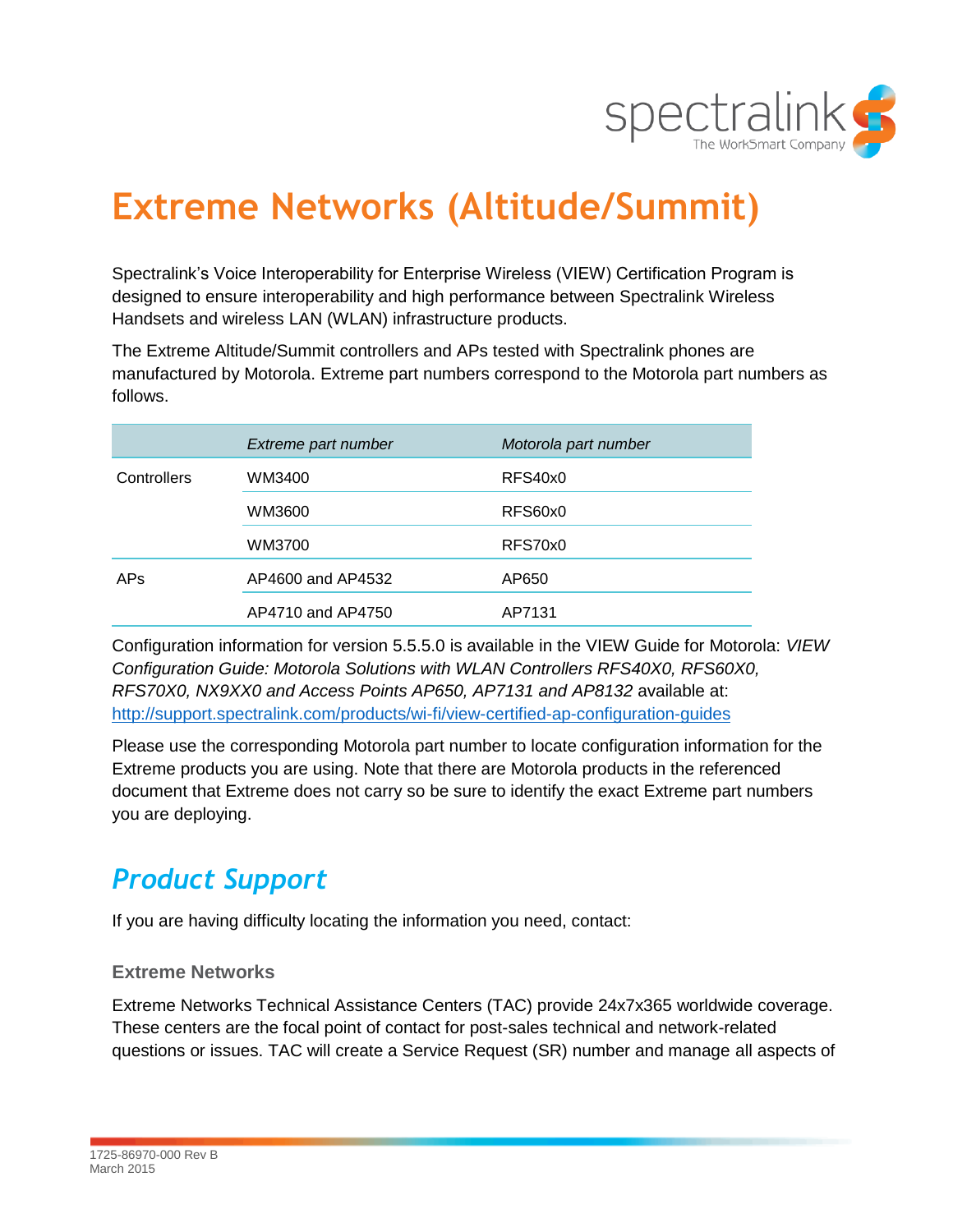# Extreme Networks (Altitude/Summit)

Spectralink's Voice Interoperability for Enterprise Wireless (VIEW) Certification Program is designed to ensure interoperability and high performance between Spectralink Wireless Handsets and wireless LAN (WLAN) infrastructure products.

The Extreme Altitude/Summit controllers and APs tested with Spectralink phones are manufactured by Motorola. Extreme part numbers correspond to the Motorola part numbers as follows.

| | *Extreme part number* | *Motorola part number* |
|---|---|---|
| Controllers | WM3400 | RFS40x0 |
| | WM3600 | RFS60x0 |
| | WM3700 | RFS70x0 |
| APs | AP4600 and AP4532 | AP650 |
| | AP4710 and AP4750 | AP7131 |

Configuration information for version 5.5.5.0 is available in the VIEW Guide for Motorola: *VIEW Configuration Guide: Motorola Solutions with WLAN Controllers RFS40X0, RFS60X0, RFS70X0, NX9XX0 and Access Points AP650, AP7131 and AP8132* available at: http://support.spectralink.com/products/wi-fi/view-certified-ap-configuration-guides

Please use the corresponding Motorola part number to locate configuration information for the Extreme products you are using. Note that there are Motorola products in the referenced document that Extreme does not carry so be sure to identify the exact Extreme part numbers you are deploying.

## *Product Support*

If you are having difficulty locating the information you need, contact:

### Extreme Networks

Extreme Networks Technical Assistance Centers (TAC) provide 24x7x365 worldwide coverage. These centers are the focal point of contact for post-sales technical and network-related questions or issues. TAC will create a Service Request (SR) number and manage all aspects of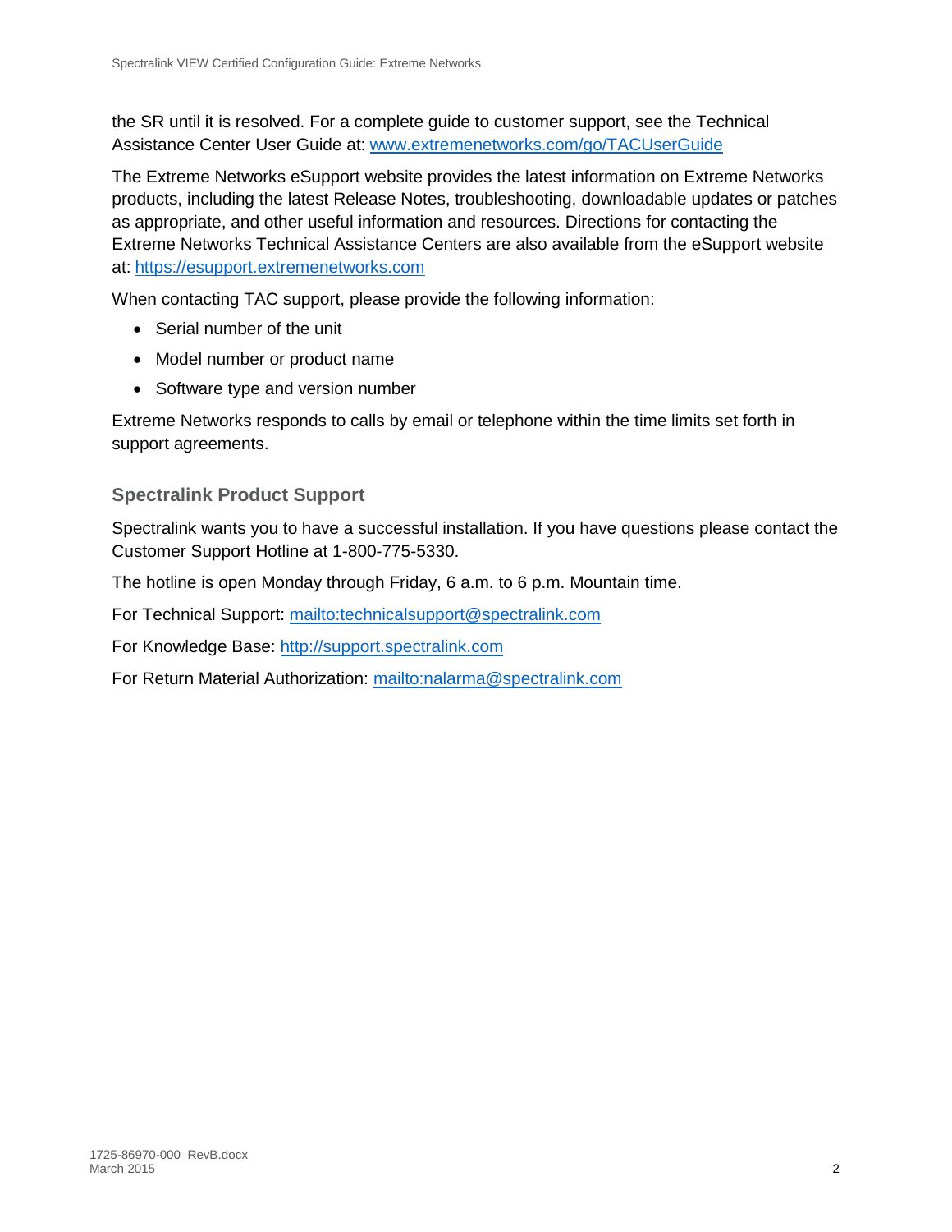the SR until it is resolved. For a complete guide to customer support, see the Technical Assistance Center User Guide at: www.extremenetworks.com/go/TACUserGuide

The Extreme Networks eSupport website provides the latest information on Extreme Networks products, including the latest Release Notes, troubleshooting, downloadable updates or patches as appropriate, and other useful information and resources. Directions for contacting the Extreme Networks Technical Assistance Centers are also available from the eSupport website at: https://esupport.extremenetworks.com

When contacting TAC support, please provide the following information:

- Serial number of the unit
- Model number or product name
- Software type and version number

Extreme Networks responds to calls by email or telephone within the time limits set forth in support agreements.

### Spectralink Product Support

Spectralink wants you to have a successful installation. If you have questions please contact the Customer Support Hotline at 1-800-775-5330.

The hotline is open Monday through Friday, 6 a.m. to 6 p.m. Mountain time.

For Technical Support: mailto:technicalsupport@spectralink.com

For Knowledge Base: http://support.spectralink.com

For Return Material Authorization: mailto:nalarma@spectralink.com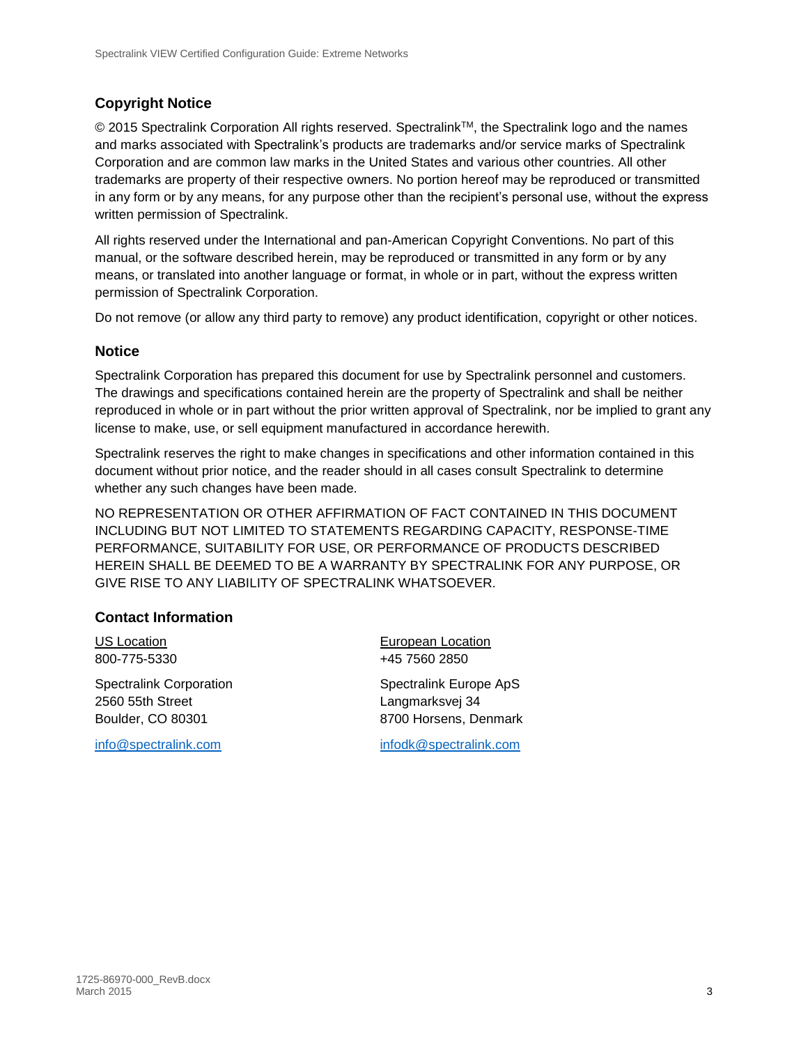## Copyright Notice

© 2015 Spectralink Corporation All rights reserved. Spectralink™, the Spectralink logo and the names and marks associated with Spectralink's products are trademarks and/or service marks of Spectralink Corporation and are common law marks in the United States and various other countries. All other trademarks are property of their respective owners. No portion hereof may be reproduced or transmitted in any form or by any means, for any purpose other than the recipient's personal use, without the express written permission of Spectralink.

All rights reserved under the International and pan-American Copyright Conventions. No part of this manual, or the software described herein, may be reproduced or transmitted in any form or by any means, or translated into another language or format, in whole or in part, without the express written permission of Spectralink Corporation.

Do not remove (or allow any third party to remove) any product identification, copyright or other notices.

## Notice

Spectralink Corporation has prepared this document for use by Spectralink personnel and customers. The drawings and specifications contained herein are the property of Spectralink and shall be neither reproduced in whole or in part without the prior written approval of Spectralink, nor be implied to grant any license to make, use, or sell equipment manufactured in accordance herewith.

Spectralink reserves the right to make changes in specifications and other information contained in this document without prior notice, and the reader should in all cases consult Spectralink to determine whether any such changes have been made.

NO REPRESENTATION OR OTHER AFFIRMATION OF FACT CONTAINED IN THIS DOCUMENT INCLUDING BUT NOT LIMITED TO STATEMENTS REGARDING CAPACITY, RESPONSE-TIME PERFORMANCE, SUITABILITY FOR USE, OR PERFORMANCE OF PRODUCTS DESCRIBED HEREIN SHALL BE DEEMED TO BE A WARRANTY BY SPECTRALINK FOR ANY PURPOSE, OR GIVE RISE TO ANY LIABILITY OF SPECTRALINK WHATSOEVER.

## Contact Information

US Location
800-775-5330

Spectralink Corporation
2560 55th Street
Boulder, CO 80301

info@spectralink.com

European Location
+45 7560 2850

Spectralink Europe ApS
Langmarksvej 34
8700 Horsens, Denmark

infodk@spectralink.com